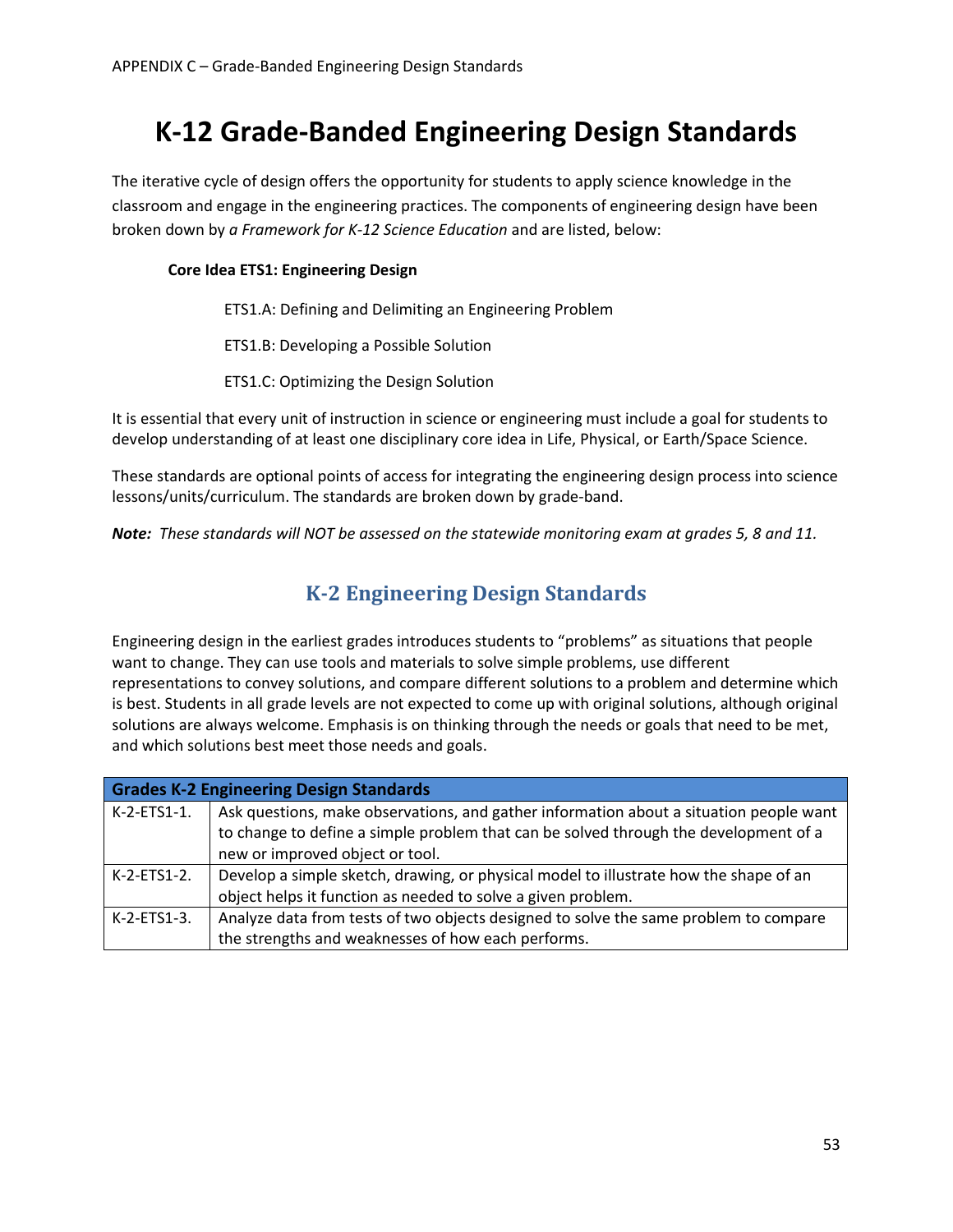# K-12 Grade-Banded Engineering Design Standards

The iterative cycle of design offers the opportunity for students to apply science knowledge in the classroom and engage in the engineering practices. The components of engineering design have been broken down by *a Framework for K-12 Science Education* and are listed, below:

**Core Idea ETS1: Engineering Design**

ETS1.A: Defining and Delimiting an Engineering Problem

ETS1.B: Developing a Possible Solution

ETS1.C: Optimizing the Design Solution

It is essential that every unit of instruction in science or engineering must include a goal for students to develop understanding of at least one disciplinary core idea in Life, Physical, or Earth/Space Science.

These standards are optional points of access for integrating the engineering design process into science lessons/units/curriculum. The standards are broken down by grade-band.

***Note:** These standards will NOT be assessed on the statewide monitoring exam at grades 5, 8 and 11.*

## K-2 Engineering Design Standards

Engineering design in the earliest grades introduces students to "problems" as situations that people want to change. They can use tools and materials to solve simple problems, use different representations to convey solutions, and compare different solutions to a problem and determine which is best. Students in all grade levels are not expected to come up with original solutions, although original solutions are always welcome. Emphasis is on thinking through the needs or goals that need to be met, and which solutions best meet those needs and goals.

| **Grades K-2 Engineering Design Standards** | |
|---|---|
| K-2-ETS1-1. | Ask questions, make observations, and gather information about a situation people want to change to define a simple problem that can be solved through the development of a new or improved object or tool. |
| K-2-ETS1-2. | Develop a simple sketch, drawing, or physical model to illustrate how the shape of an object helps it function as needed to solve a given problem. |
| K-2-ETS1-3. | Analyze data from tests of two objects designed to solve the same problem to compare the strengths and weaknesses of how each performs. |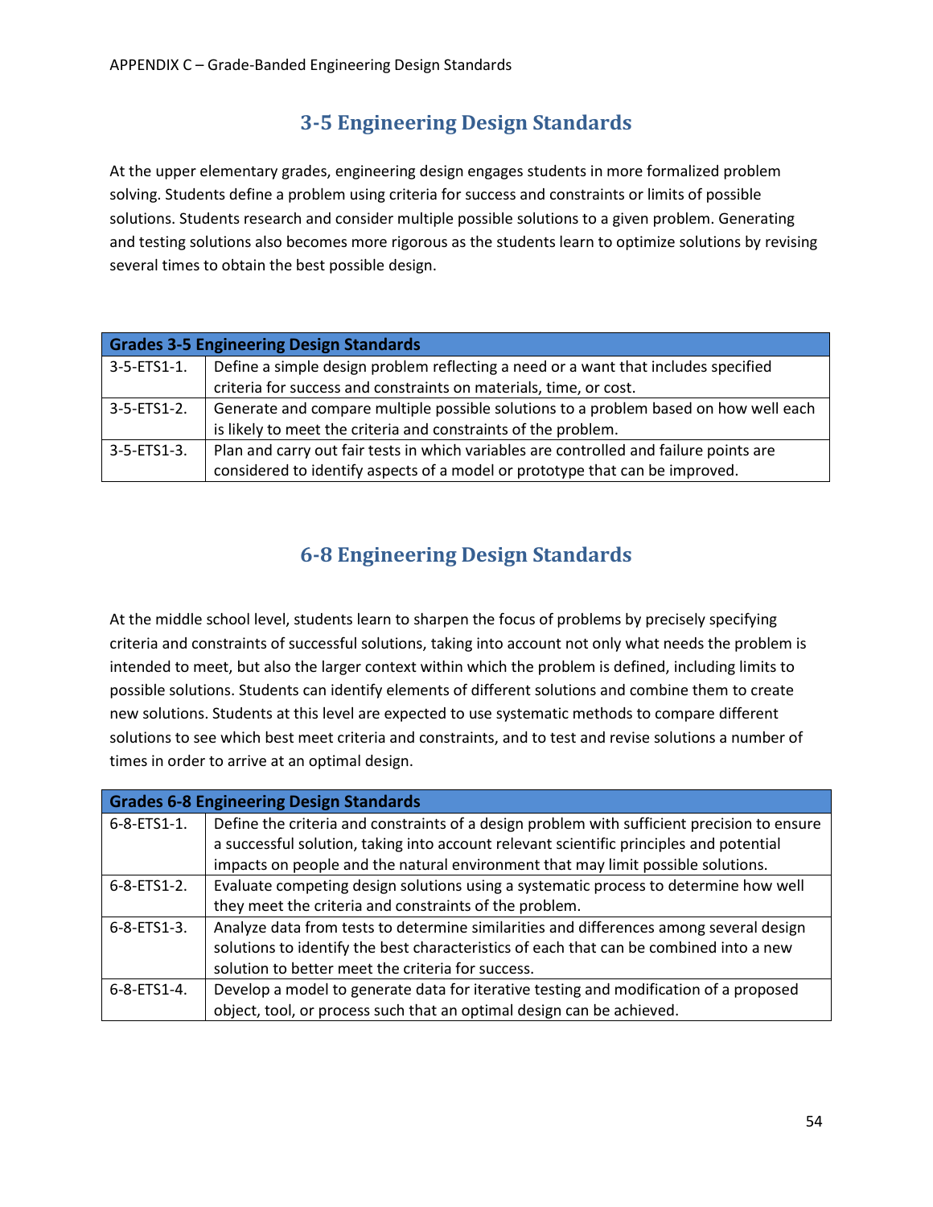## 3-5 Engineering Design Standards

At the upper elementary grades, engineering design engages students in more formalized problem solving. Students define a problem using criteria for success and constraints or limits of possible solutions. Students research and consider multiple possible solutions to a given problem. Generating and testing solutions also becomes more rigorous as the students learn to optimize solutions by revising several times to obtain the best possible design.

| **Grades 3-5 Engineering Design Standards** | |
|---|---|
| 3-5-ETS1-1. | Define a simple design problem reflecting a need or a want that includes specified criteria for success and constraints on materials, time, or cost. |
| 3-5-ETS1-2. | Generate and compare multiple possible solutions to a problem based on how well each is likely to meet the criteria and constraints of the problem. |
| 3-5-ETS1-3. | Plan and carry out fair tests in which variables are controlled and failure points are considered to identify aspects of a model or prototype that can be improved. |

## 6-8 Engineering Design Standards

At the middle school level, students learn to sharpen the focus of problems by precisely specifying criteria and constraints of successful solutions, taking into account not only what needs the problem is intended to meet, but also the larger context within which the problem is defined, including limits to possible solutions. Students can identify elements of different solutions and combine them to create new solutions. Students at this level are expected to use systematic methods to compare different solutions to see which best meet criteria and constraints, and to test and revise solutions a number of times in order to arrive at an optimal design.

| **Grades 6-8 Engineering Design Standards** | |
|---|---|
| 6-8-ETS1-1. | Define the criteria and constraints of a design problem with sufficient precision to ensure a successful solution, taking into account relevant scientific principles and potential impacts on people and the natural environment that may limit possible solutions. |
| 6-8-ETS1-2. | Evaluate competing design solutions using a systematic process to determine how well they meet the criteria and constraints of the problem. |
| 6-8-ETS1-3. | Analyze data from tests to determine similarities and differences among several design solutions to identify the best characteristics of each that can be combined into a new solution to better meet the criteria for success. |
| 6-8-ETS1-4. | Develop a model to generate data for iterative testing and modification of a proposed object, tool, or process such that an optimal design can be achieved. |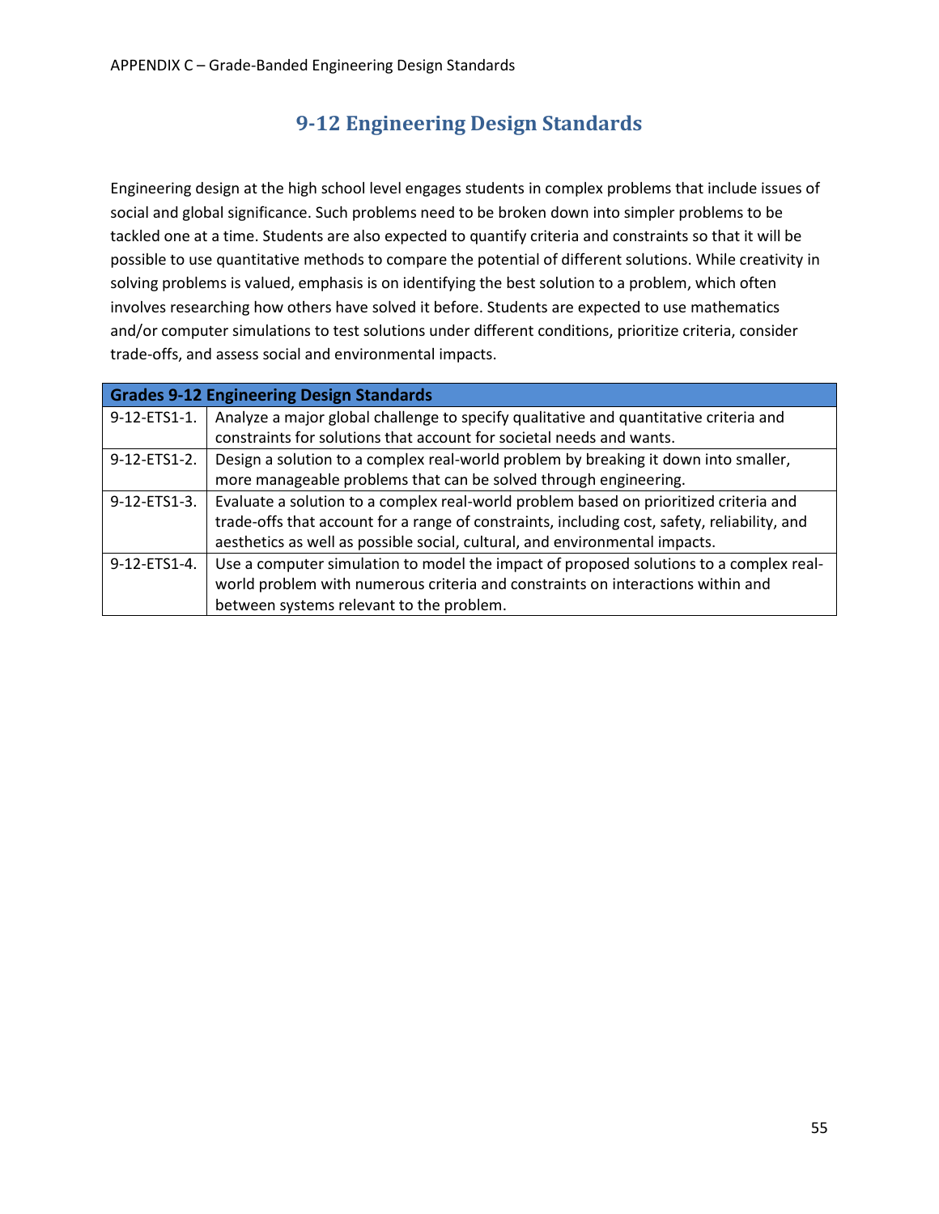# 9-12 Engineering Design Standards

Engineering design at the high school level engages students in complex problems that include issues of social and global significance. Such problems need to be broken down into simpler problems to be tackled one at a time. Students are also expected to quantify criteria and constraints so that it will be possible to use quantitative methods to compare the potential of different solutions. While creativity in solving problems is valued, emphasis is on identifying the best solution to a problem, which often involves researching how others have solved it before. Students are expected to use mathematics and/or computer simulations to test solutions under different conditions, prioritize criteria, consider trade-offs, and assess social and environmental impacts.

| **Grades 9-12 Engineering Design Standards** | |
|---|---|
| 9-12-ETS1-1. | Analyze a major global challenge to specify qualitative and quantitative criteria and constraints for solutions that account for societal needs and wants. |
| 9-12-ETS1-2. | Design a solution to a complex real-world problem by breaking it down into smaller, more manageable problems that can be solved through engineering. |
| 9-12-ETS1-3. | Evaluate a solution to a complex real-world problem based on prioritized criteria and trade-offs that account for a range of constraints, including cost, safety, reliability, and aesthetics as well as possible social, cultural, and environmental impacts. |
| 9-12-ETS1-4. | Use a computer simulation to model the impact of proposed solutions to a complex real-world problem with numerous criteria and constraints on interactions within and between systems relevant to the problem. |